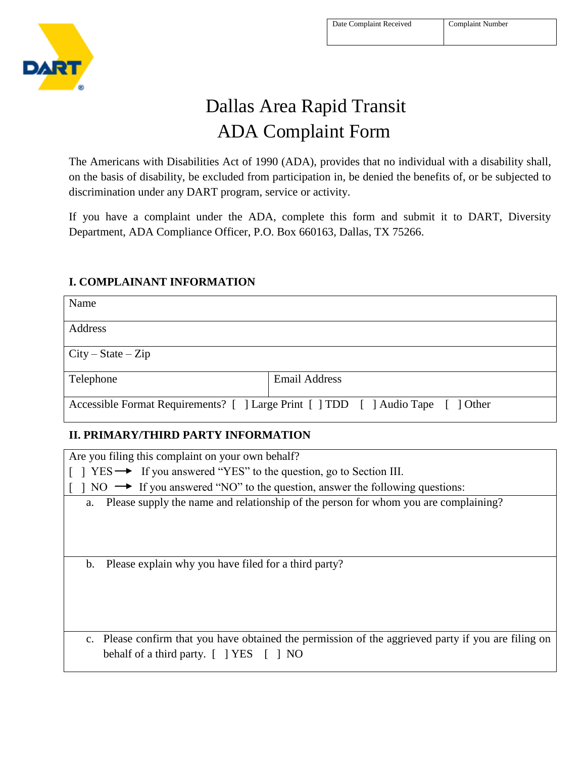| Date Complaint Received | Complaint Number |
| --- | --- |
| | |

# Dallas Area Rapid Transit
# ADA Complaint Form

The Americans with Disabilities Act of 1990 (ADA), provides that no individual with a disability shall, on the basis of disability, be excluded from participation in, be denied the benefits of, or be subjected to discrimination under any DART program, service or activity.

If you have a complaint under the ADA, complete this form and submit it to DART, Diversity Department, ADA Compliance Officer, P.O. Box 660163, Dallas, TX 75266.

## I. COMPLAINANT INFORMATION

| Name | |
| --- | --- |
| Address | |
| City – State – Zip | |
| Telephone | Email Address |
| Accessible Format Requirements? [ ] Large Print [ ] TDD [ ] Audio Tape [ ] Other | |

## II. PRIMARY/THIRD PARTY INFORMATION

Are you filing this complaint on your own behalf?

[ ] YES → If you answered "YES" to the question, go to Section III.

[ ] NO → If you answered "NO" to the question, answer the following questions:

a. Please supply the name and relationship of the person for whom you are complaining?

b. Please explain why you have filed for a third party?

c. Please confirm that you have obtained the permission of the aggrieved party if you are filing on behalf of a third party. [ ] YES [ ] NO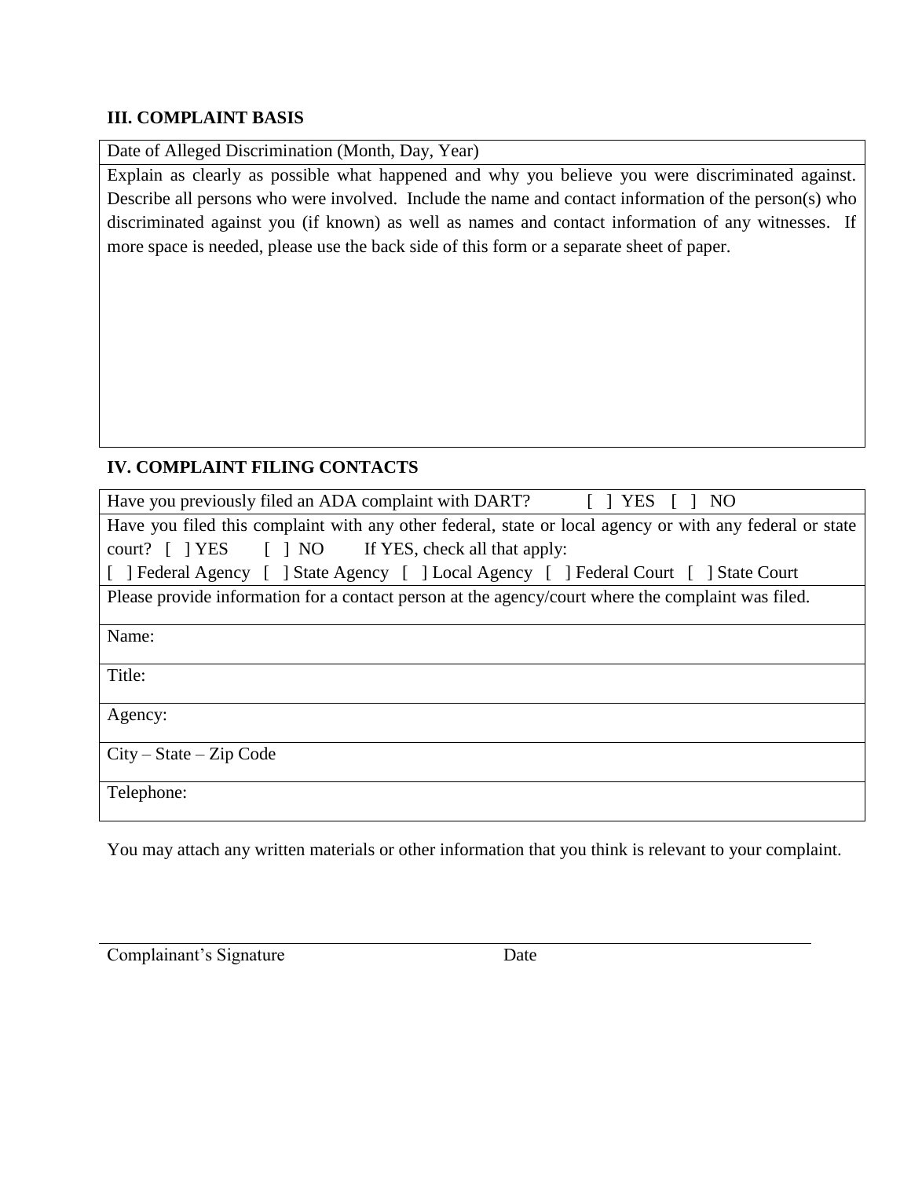## III. COMPLAINT BASIS

| Date of Alleged Discrimination (Month, Day, Year) |
|---|
| Explain as clearly as possible what happened and why you believe you were discriminated against. Describe all persons who were involved. Include the name and contact information of the person(s) who discriminated against you (if known) as well as names and contact information of any witnesses. If more space is needed, please use the back side of this form or a separate sheet of paper. |

## IV. COMPLAINT FILING CONTACTS

| Have you previously filed an ADA complaint with DART? [ ] YES [ ] NO |
|---|
| Have you filed this complaint with any other federal, state or local agency or with any federal or state court? [ ] YES [ ] NO If YES, check all that apply:<br>[ ] Federal Agency [ ] State Agency [ ] Local Agency [ ] Federal Court [ ] State Court |
| Please provide information for a contact person at the agency/court where the complaint was filed. |
| Name: |
| Title: |
| Agency: |
| City – State – Zip Code |
| Telephone: |

You may attach any written materials or other information that you think is relevant to your complaint.

Complainant's Signature Date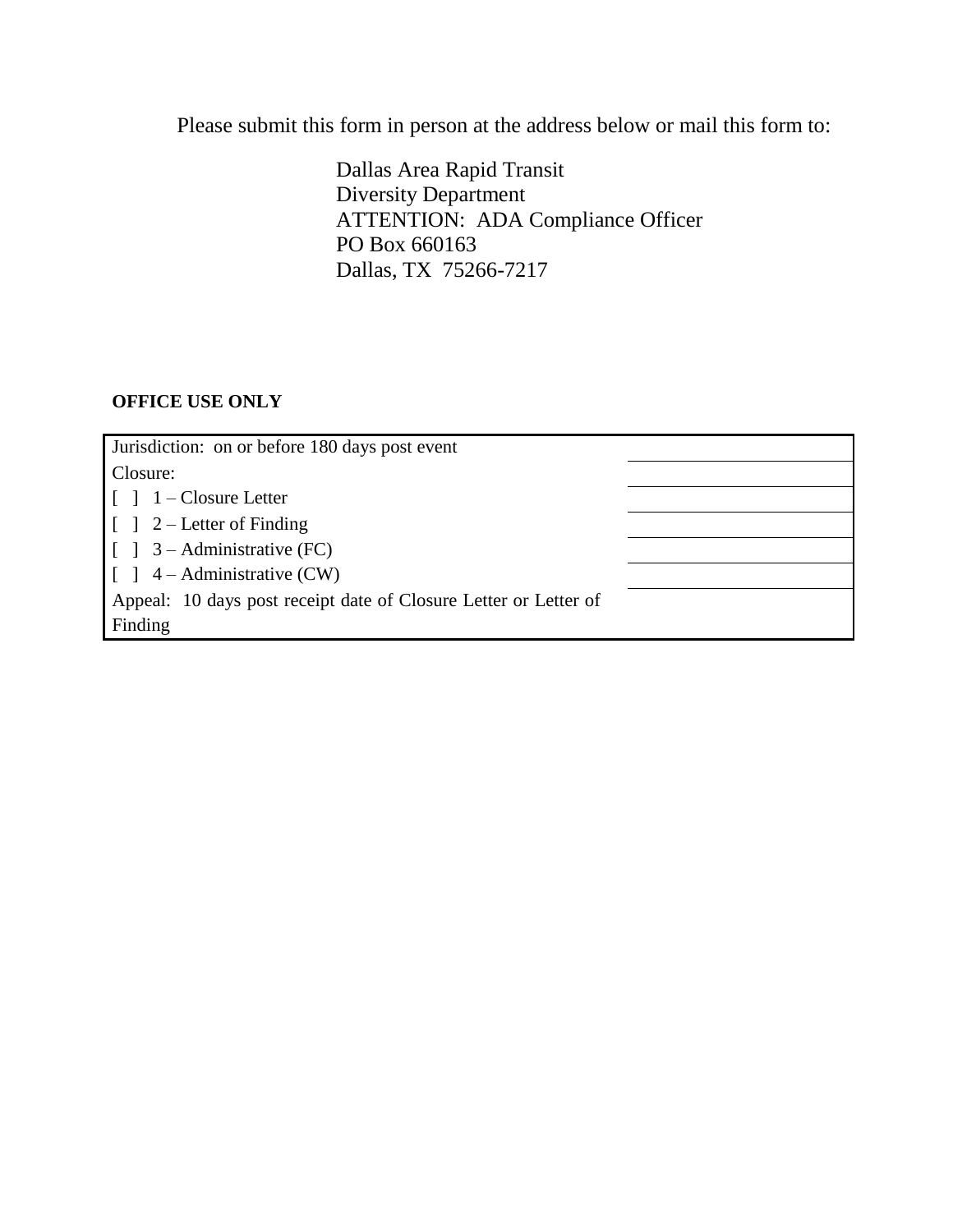Please submit this form in person at the address below or mail this form to:

Dallas Area Rapid Transit
Diversity Department
ATTENTION: ADA Compliance Officer
PO Box 660163
Dallas, TX 75266-7217

**OFFICE USE ONLY**

| | |
|---|---|
| Jurisdiction: on or before 180 days post event | |
| Closure: | |
| [ ] 1 – Closure Letter | |
| [ ] 2 – Letter of Finding | |
| [ ] 3 – Administrative (FC) | |
| [ ] 4 – Administrative (CW) | |
| Appeal: 10 days post receipt date of Closure Letter or Letter of Finding | |